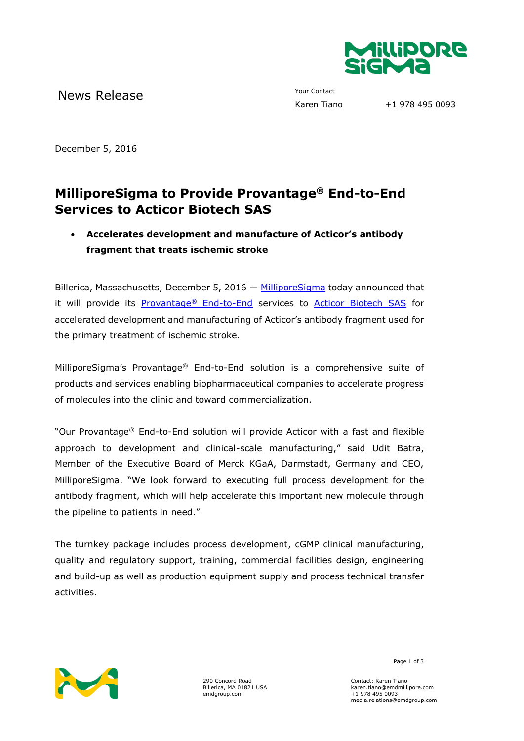News Release

Your Contact
Karen Tiano +1 978 495 0093

December 5, 2016

# MilliporeSigma to Provide Provantage® End-to-End Services to Acticor Biotech SAS

- **Accelerates development and manufacture of Acticor's antibody fragment that treats ischemic stroke**

Billerica, Massachusetts, December 5, 2016 — MilliporeSigma today announced that it will provide its Provantage® End-to-End services to Acticor Biotech SAS for accelerated development and manufacturing of Acticor's antibody fragment used for the primary treatment of ischemic stroke.

MilliporeSigma's Provantage® End-to-End solution is a comprehensive suite of products and services enabling biopharmaceutical companies to accelerate progress of molecules into the clinic and toward commercialization.

"Our Provantage® End-to-End solution will provide Acticor with a fast and flexible approach to development and clinical-scale manufacturing," said Udit Batra, Member of the Executive Board of Merck KGaA, Darmstadt, Germany and CEO, MilliporeSigma. "We look forward to executing full process development for the antibody fragment, which will help accelerate this important new molecule through the pipeline to patients in need."

The turnkey package includes process development, cGMP clinical manufacturing, quality and regulatory support, training, commercial facilities design, engineering and build-up as well as production equipment supply and process technical transfer activities.

290 Concord Road
Billerica, MA 01821 USA
emdgroup.com

Contact: Karen Tiano
karen.tiano@emdmillipore.com
+1 978 495 0093
media.relations@emdgroup.com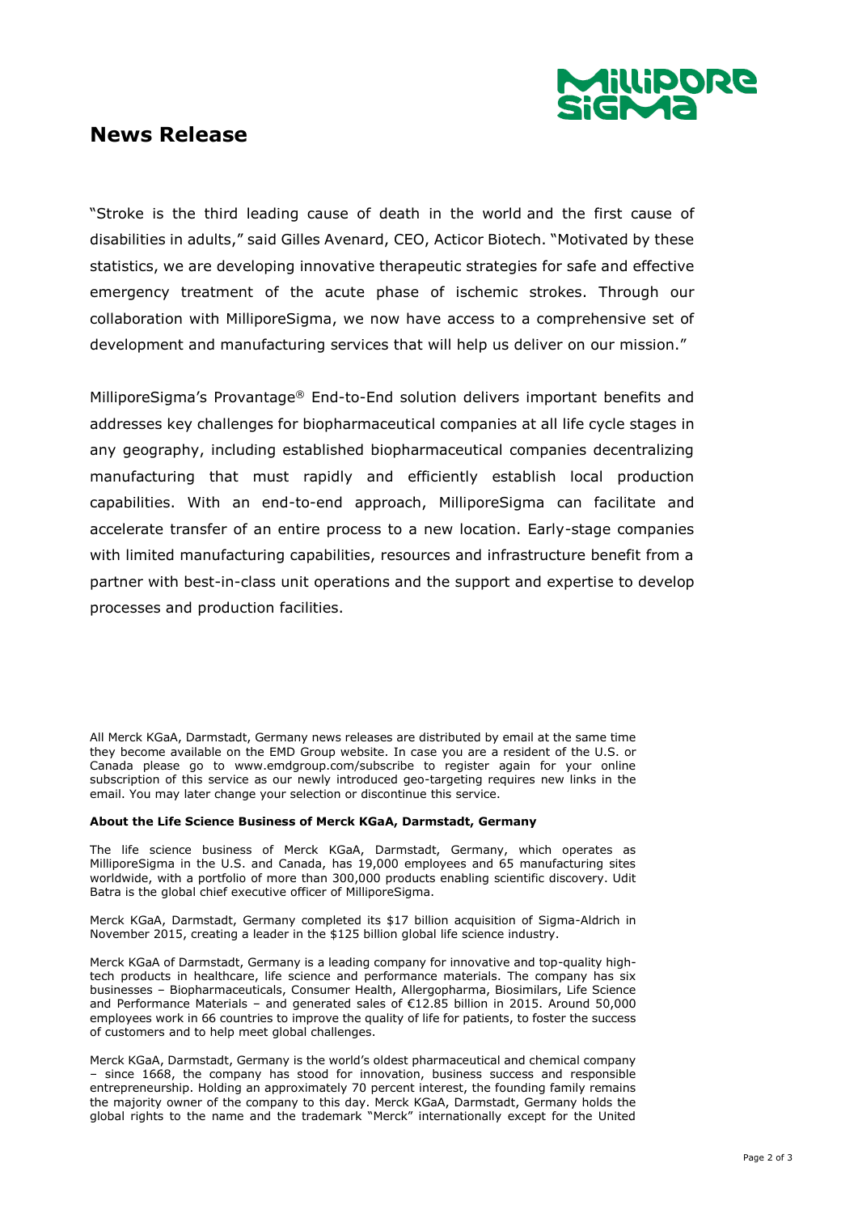## News Release

"Stroke is the third leading cause of death in the world and the first cause of disabilities in adults," said Gilles Avenard, CEO, Acticor Biotech. "Motivated by these statistics, we are developing innovative therapeutic strategies for safe and effective emergency treatment of the acute phase of ischemic strokes. Through our collaboration with MilliporeSigma, we now have access to a comprehensive set of development and manufacturing services that will help us deliver on our mission."

MilliporeSigma's Provantage® End-to-End solution delivers important benefits and addresses key challenges for biopharmaceutical companies at all life cycle stages in any geography, including established biopharmaceutical companies decentralizing manufacturing that must rapidly and efficiently establish local production capabilities. With an end-to-end approach, MilliporeSigma can facilitate and accelerate transfer of an entire process to a new location. Early-stage companies with limited manufacturing capabilities, resources and infrastructure benefit from a partner with best-in-class unit operations and the support and expertise to develop processes and production facilities.

All Merck KGaA, Darmstadt, Germany news releases are distributed by email at the same time they become available on the EMD Group website. In case you are a resident of the U.S. or Canada please go to www.emdgroup.com/subscribe to register again for your online subscription of this service as our newly introduced geo-targeting requires new links in the email. You may later change your selection or discontinue this service.

**About the Life Science Business of Merck KGaA, Darmstadt, Germany**

The life science business of Merck KGaA, Darmstadt, Germany, which operates as MilliporeSigma in the U.S. and Canada, has 19,000 employees and 65 manufacturing sites worldwide, with a portfolio of more than 300,000 products enabling scientific discovery. Udit Batra is the global chief executive officer of MilliporeSigma.

Merck KGaA, Darmstadt, Germany completed its $17 billion acquisition of Sigma-Aldrich in November 2015, creating a leader in the $125 billion global life science industry.

Merck KGaA of Darmstadt, Germany is a leading company for innovative and top-quality high-tech products in healthcare, life science and performance materials. The company has six businesses – Biopharmaceuticals, Consumer Health, Allergopharma, Biosimilars, Life Science and Performance Materials – and generated sales of €12.85 billion in 2015. Around 50,000 employees work in 66 countries to improve the quality of life for patients, to foster the success of customers and to help meet global challenges.

Merck KGaA, Darmstadt, Germany is the world's oldest pharmaceutical and chemical company – since 1668, the company has stood for innovation, business success and responsible entrepreneurship. Holding an approximately 70 percent interest, the founding family remains the majority owner of the company to this day. Merck KGaA, Darmstadt, Germany holds the global rights to the name and the trademark "Merck" internationally except for the United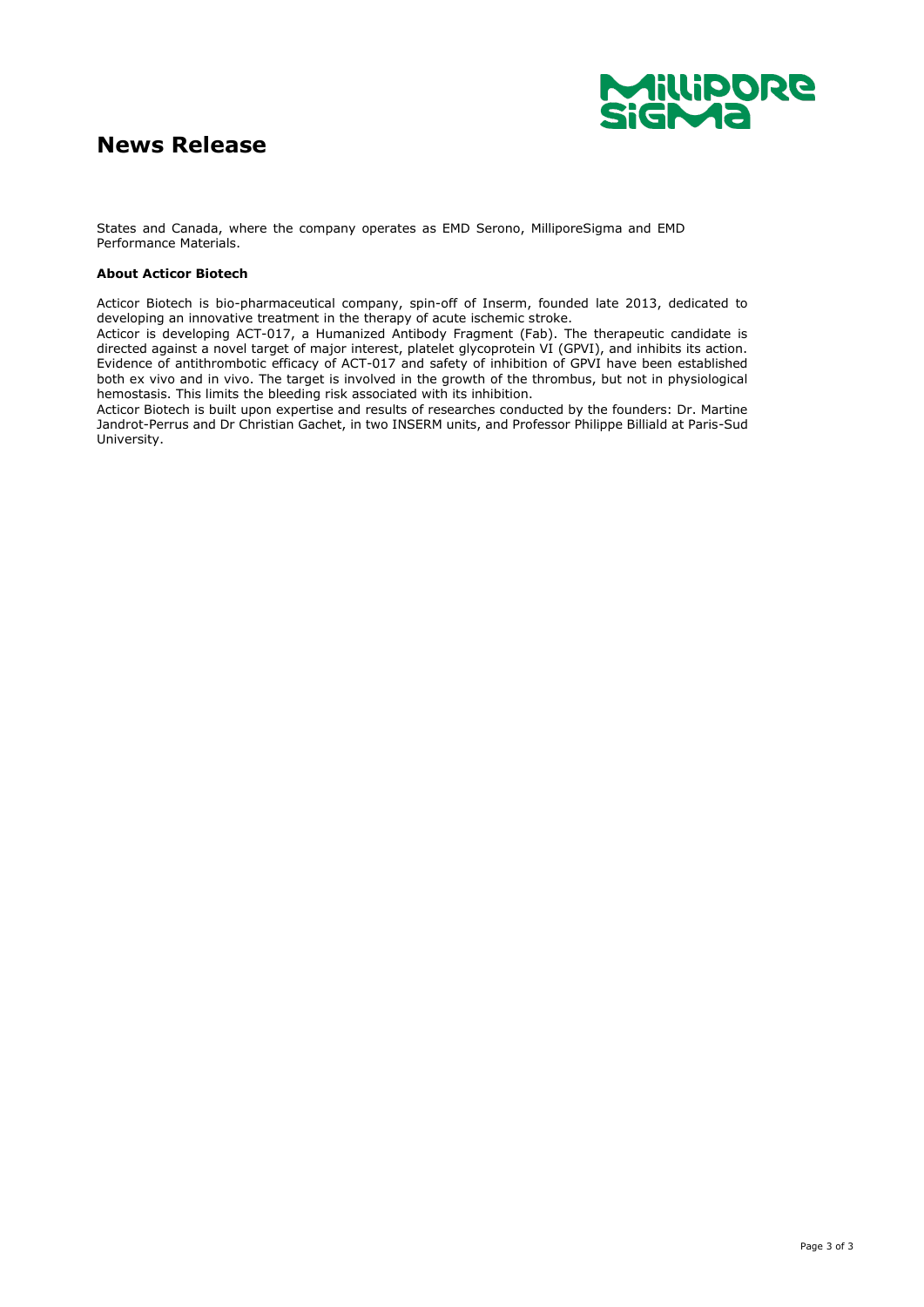States and Canada, where the company operates as EMD Serono, MilliporeSigma and EMD Performance Materials.

**About Acticor Biotech**

Acticor Biotech is bio-pharmaceutical company, spin-off of Inserm, founded late 2013, dedicated to developing an innovative treatment in the therapy of acute ischemic stroke.
Acticor is developing ACT-017, a Humanized Antibody Fragment (Fab). The therapeutic candidate is directed against a novel target of major interest, platelet glycoprotein VI (GPVI), and inhibits its action. Evidence of antithrombotic efficacy of ACT-017 and safety of inhibition of GPVI have been established both ex vivo and in vivo. The target is involved in the growth of the thrombus, but not in physiological hemostasis. This limits the bleeding risk associated with its inhibition.
Acticor Biotech is built upon expertise and results of researches conducted by the founders: Dr. Martine Jandrot-Perrus and Dr Christian Gachet, in two INSERM units, and Professor Philippe Billiald at Paris-Sud University.